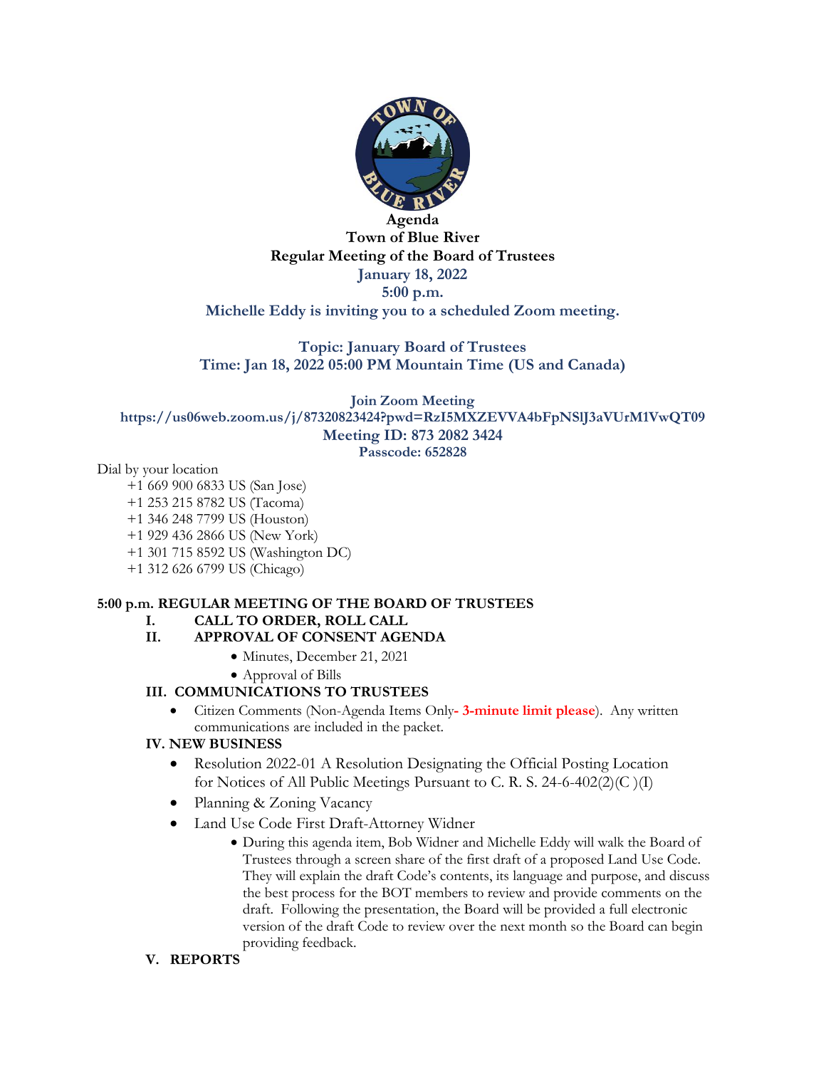# Agenda
## Town of Blue River
## Regular Meeting of the Board of Trustees

**January 18, 2022**
**5:00 p.m.**
**Michelle Eddy is inviting you to a scheduled Zoom meeting.**

**Topic: January Board of Trustees**
**Time: Jan 18, 2022 05:00 PM Mountain Time (US and Canada)**

**Join Zoom Meeting**
**https://us06web.zoom.us/j/87320823424?pwd=RzI5MXZEVVA4bFpNSlJ3aVUrM1VwQT09**
**Meeting ID: 873 2082 3424**
**Passcode: 652828**

Dial by your location
- +1 669 900 6833 US (San Jose)
- +1 253 215 8782 US (Tacoma)
- +1 346 248 7799 US (Houston)
- +1 929 436 2866 US (New York)
- +1 301 715 8592 US (Washington DC)
- +1 312 626 6799 US (Chicago)

**5:00 p.m. REGULAR MEETING OF THE BOARD OF TRUSTEES**

**I. CALL TO ORDER, ROLL CALL**

**II. APPROVAL OF CONSENT AGENDA**
- Minutes, December 21, 2021
- Approval of Bills

**III. COMMUNICATIONS TO TRUSTEES**
- Citizen Comments (Non-Agenda Items Only- **3-minute limit please**). Any written communications are included in the packet.

**IV. NEW BUSINESS**
- Resolution 2022-01 A Resolution Designating the Official Posting Location for Notices of All Public Meetings Pursuant to C. R. S. 24-6-402(2)(C )(I)
- Planning & Zoning Vacancy
- Land Use Code First Draft-Attorney Widner
  - During this agenda item, Bob Widner and Michelle Eddy will walk the Board of Trustees through a screen share of the first draft of a proposed Land Use Code. They will explain the draft Code's contents, its language and purpose, and discuss the best process for the BOT members to review and provide comments on the draft. Following the presentation, the Board will be provided a full electronic version of the draft Code to review over the next month so the Board can begin providing feedback.

**V. REPORTS**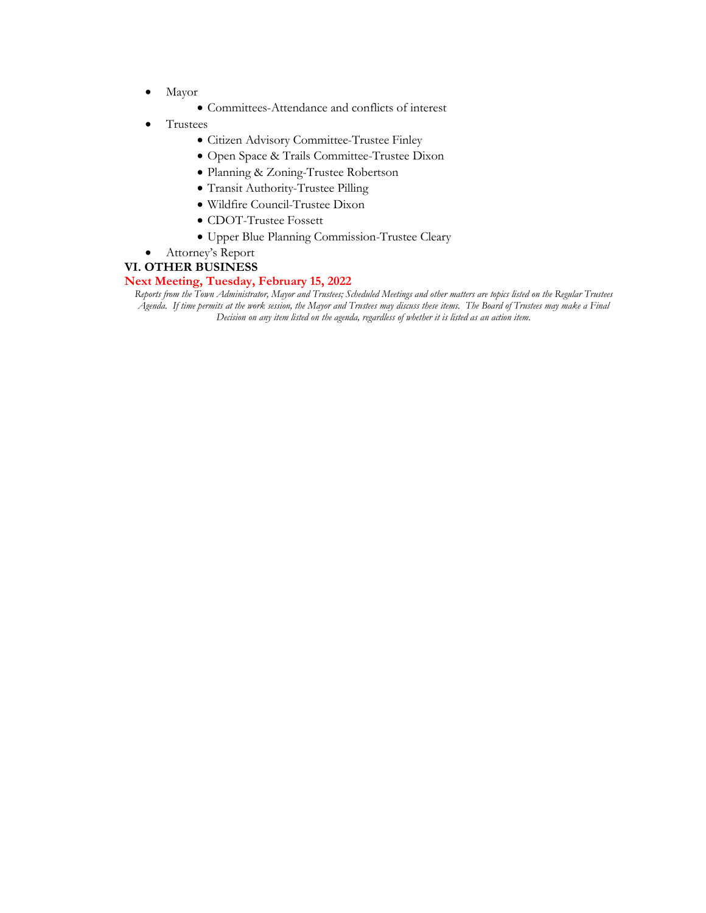- Mayor
  - Committees-Attendance and conflicts of interest
- Trustees
  - Citizen Advisory Committee-Trustee Finley
  - Open Space & Trails Committee-Trustee Dixon
  - Planning & Zoning-Trustee Robertson
  - Transit Authority-Trustee Pilling
  - Wildfire Council-Trustee Dixon
  - CDOT-Trustee Fossett
  - Upper Blue Planning Commission-Trustee Cleary
- Attorney's Report

## VI. OTHER BUSINESS

**Next Meeting, Tuesday, February 15, 2022**

*Reports from the Town Administrator, Mayor and Trustees; Scheduled Meetings and other matters are topics listed on the Regular Trustees Agenda. If time permits at the work session, the Mayor and Trustees may discuss these items. The Board of Trustees may make a Final Decision on any item listed on the agenda, regardless of whether it is listed as an action item.*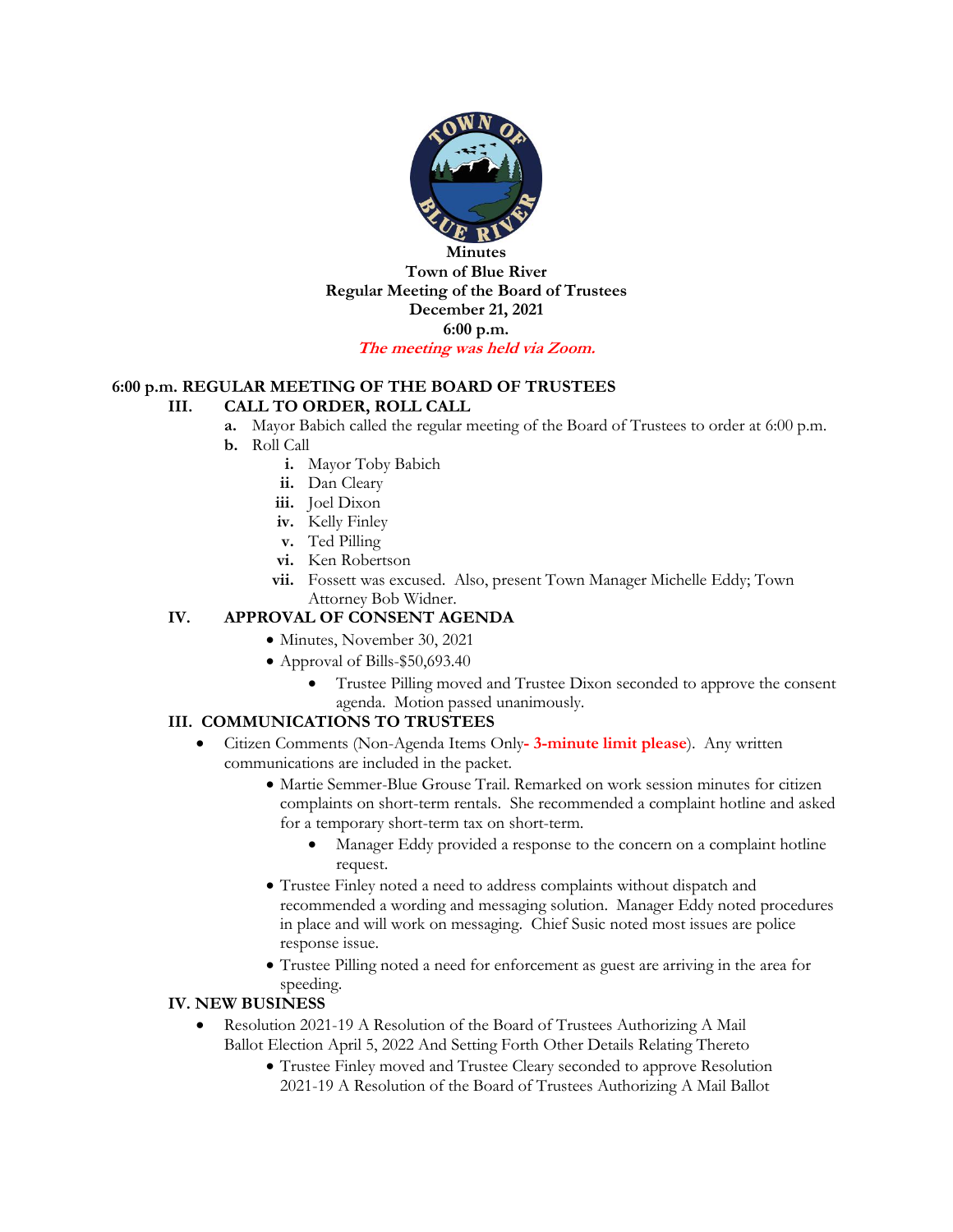**Minutes**
**Town of Blue River**
**Regular Meeting of the Board of Trustees**
**December 21, 2021**
**6:00 p.m.**
***The meeting was held via Zoom.***

**6:00 p.m. REGULAR MEETING OF THE BOARD OF TRUSTEES**

**III. CALL TO ORDER, ROLL CALL**

- **a.** Mayor Babich called the regular meeting of the Board of Trustees to order at 6:00 p.m.
- **b.** Roll Call
  - **i.** Mayor Toby Babich
  - **ii.** Dan Cleary
  - **iii.** Joel Dixon
  - **iv.** Kelly Finley
  - **v.** Ted Pilling
  - **vi.** Ken Robertson
  - **vii.** Fossett was excused. Also, present Town Manager Michelle Eddy; Town Attorney Bob Widner.

**IV. APPROVAL OF CONSENT AGENDA**

- Minutes, November 30, 2021
- Approval of Bills-$50,693.40
  - Trustee Pilling moved and Trustee Dixon seconded to approve the consent agenda. Motion passed unanimously.

**III. COMMUNICATIONS TO TRUSTEES**

- Citizen Comments (Non-Agenda Items Only**- 3-minute limit please**). Any written communications are included in the packet.
  - Martie Semmer-Blue Grouse Trail. Remarked on work session minutes for citizen complaints on short-term rentals. She recommended a complaint hotline and asked for a temporary short-term tax on short-term.
    - Manager Eddy provided a response to the concern on a complaint hotline request.
  - Trustee Finley noted a need to address complaints without dispatch and recommended a wording and messaging solution. Manager Eddy noted procedures in place and will work on messaging. Chief Susic noted most issues are police response issue.
  - Trustee Pilling noted a need for enforcement as guest are arriving in the area for speeding.

**IV. NEW BUSINESS**

- Resolution 2021-19 A Resolution of the Board of Trustees Authorizing A Mail Ballot Election April 5, 2022 And Setting Forth Other Details Relating Thereto
  - Trustee Finley moved and Trustee Cleary seconded to approve Resolution 2021-19 A Resolution of the Board of Trustees Authorizing A Mail Ballot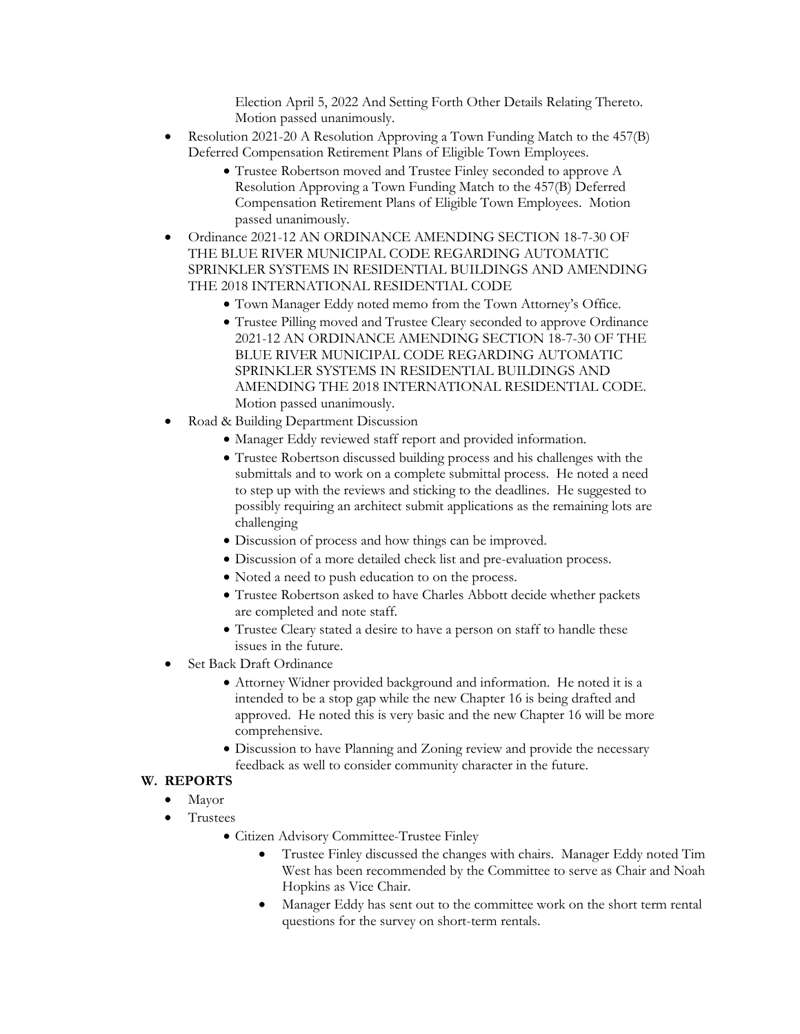Election April 5, 2022 And Setting Forth Other Details Relating Thereto. Motion passed unanimously.

- Resolution 2021-20 A Resolution Approving a Town Funding Match to the 457(B) Deferred Compensation Retirement Plans of Eligible Town Employees.
    - Trustee Robertson moved and Trustee Finley seconded to approve A Resolution Approving a Town Funding Match to the 457(B) Deferred Compensation Retirement Plans of Eligible Town Employees. Motion passed unanimously.
- Ordinance 2021-12 AN ORDINANCE AMENDING SECTION 18-7-30 OF THE BLUE RIVER MUNICIPAL CODE REGARDING AUTOMATIC SPRINKLER SYSTEMS IN RESIDENTIAL BUILDINGS AND AMENDING THE 2018 INTERNATIONAL RESIDENTIAL CODE
    - Town Manager Eddy noted memo from the Town Attorney's Office.
    - Trustee Pilling moved and Trustee Cleary seconded to approve Ordinance 2021-12 AN ORDINANCE AMENDING SECTION 18-7-30 OF THE BLUE RIVER MUNICIPAL CODE REGARDING AUTOMATIC SPRINKLER SYSTEMS IN RESIDENTIAL BUILDINGS AND AMENDING THE 2018 INTERNATIONAL RESIDENTIAL CODE. Motion passed unanimously.
- Road & Building Department Discussion
    - Manager Eddy reviewed staff report and provided information.
    - Trustee Robertson discussed building process and his challenges with the submittals and to work on a complete submittal process. He noted a need to step up with the reviews and sticking to the deadlines. He suggested to possibly requiring an architect submit applications as the remaining lots are challenging
    - Discussion of process and how things can be improved.
    - Discussion of a more detailed check list and pre-evaluation process.
    - Noted a need to push education to on the process.
    - Trustee Robertson asked to have Charles Abbott decide whether packets are completed and note staff.
    - Trustee Cleary stated a desire to have a person on staff to handle these issues in the future.
- Set Back Draft Ordinance
    - Attorney Widner provided background and information. He noted it is a intended to be a stop gap while the new Chapter 16 is being drafted and approved. He noted this is very basic and the new Chapter 16 will be more comprehensive.
    - Discussion to have Planning and Zoning review and provide the necessary feedback as well to consider community character in the future.

## W. REPORTS

- Mayor
- Trustees
    - Citizen Advisory Committee-Trustee Finley
        - Trustee Finley discussed the changes with chairs. Manager Eddy noted Tim West has been recommended by the Committee to serve as Chair and Noah Hopkins as Vice Chair.
        - Manager Eddy has sent out to the committee work on the short term rental questions for the survey on short-term rentals.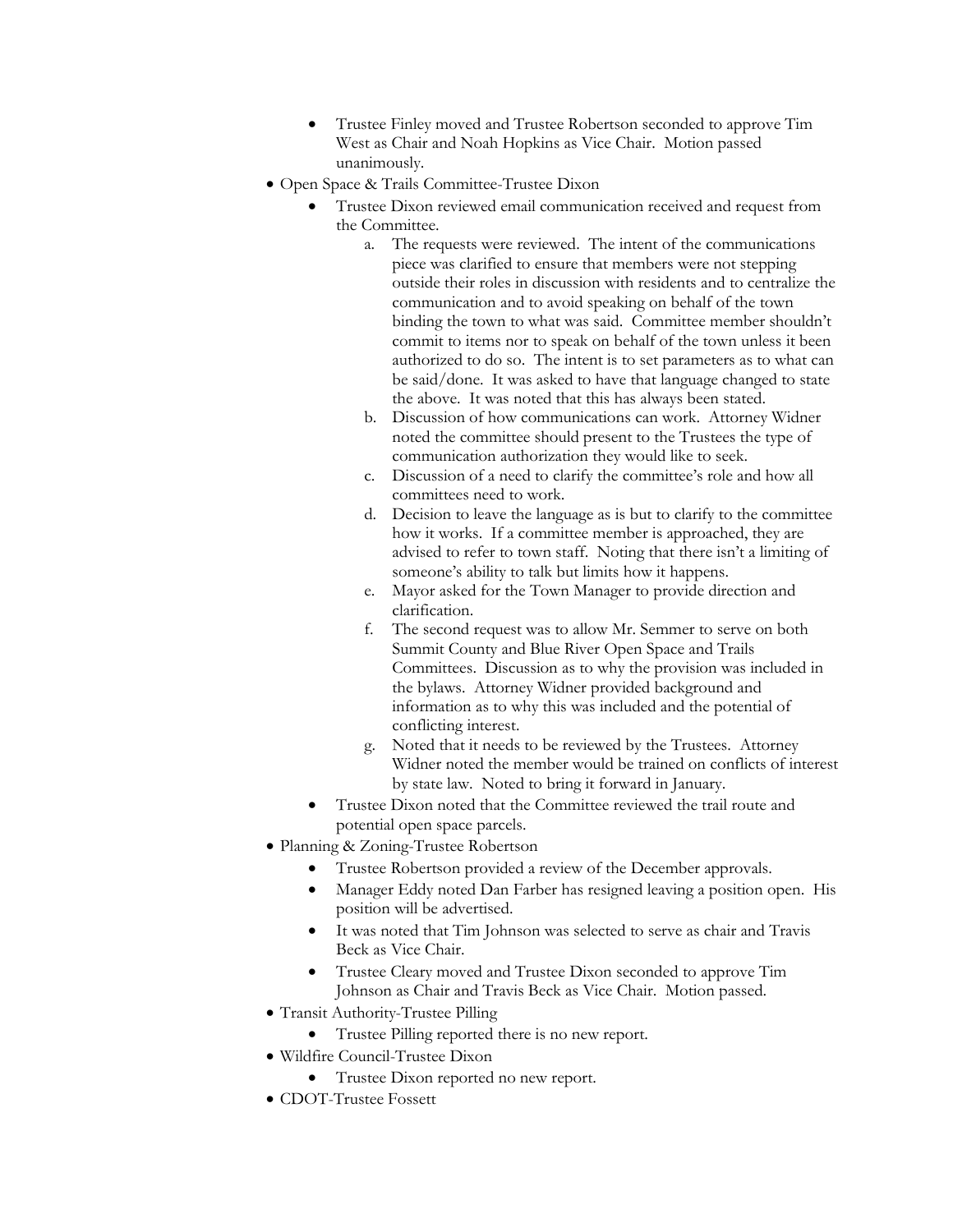- Trustee Finley moved and Trustee Robertson seconded to approve Tim West as Chair and Noah Hopkins as Vice Chair. Motion passed unanimously.

- Open Space & Trails Committee-Trustee Dixon
  - Trustee Dixon reviewed email communication received and request from the Committee.
    a. The requests were reviewed. The intent of the communications piece was clarified to ensure that members were not stepping outside their roles in discussion with residents and to centralize the communication and to avoid speaking on behalf of the town binding the town to what was said. Committee member shouldn't commit to items nor to speak on behalf of the town unless it been authorized to do so. The intent is to set parameters as to what can be said/done. It was asked to have that language changed to state the above. It was noted that this has always been stated.
    b. Discussion of how communications can work. Attorney Widner noted the committee should present to the Trustees the type of communication authorization they would like to seek.
    c. Discussion of a need to clarify the committee's role and how all committees need to work.
    d. Decision to leave the language as is but to clarify to the committee how it works. If a committee member is approached, they are advised to refer to town staff. Noting that there isn't a limiting of someone's ability to talk but limits how it happens.
    e. Mayor asked for the Town Manager to provide direction and clarification.
    f. The second request was to allow Mr. Semmer to serve on both Summit County and Blue River Open Space and Trails Committees. Discussion as to why the provision was included in the bylaws. Attorney Widner provided background and information as to why this was included and the potential of conflicting interest.
    g. Noted that it needs to be reviewed by the Trustees. Attorney Widner noted the member would be trained on conflicts of interest by state law. Noted to bring it forward in January.
  - Trustee Dixon noted that the Committee reviewed the trail route and potential open space parcels.

- Planning & Zoning-Trustee Robertson
  - Trustee Robertson provided a review of the December approvals.
  - Manager Eddy noted Dan Farber has resigned leaving a position open. His position will be advertised.
  - It was noted that Tim Johnson was selected to serve as chair and Travis Beck as Vice Chair.
  - Trustee Cleary moved and Trustee Dixon seconded to approve Tim Johnson as Chair and Travis Beck as Vice Chair. Motion passed.

- Transit Authority-Trustee Pilling
  - Trustee Pilling reported there is no new report.

- Wildfire Council-Trustee Dixon
  - Trustee Dixon reported no new report.

- CDOT-Trustee Fossett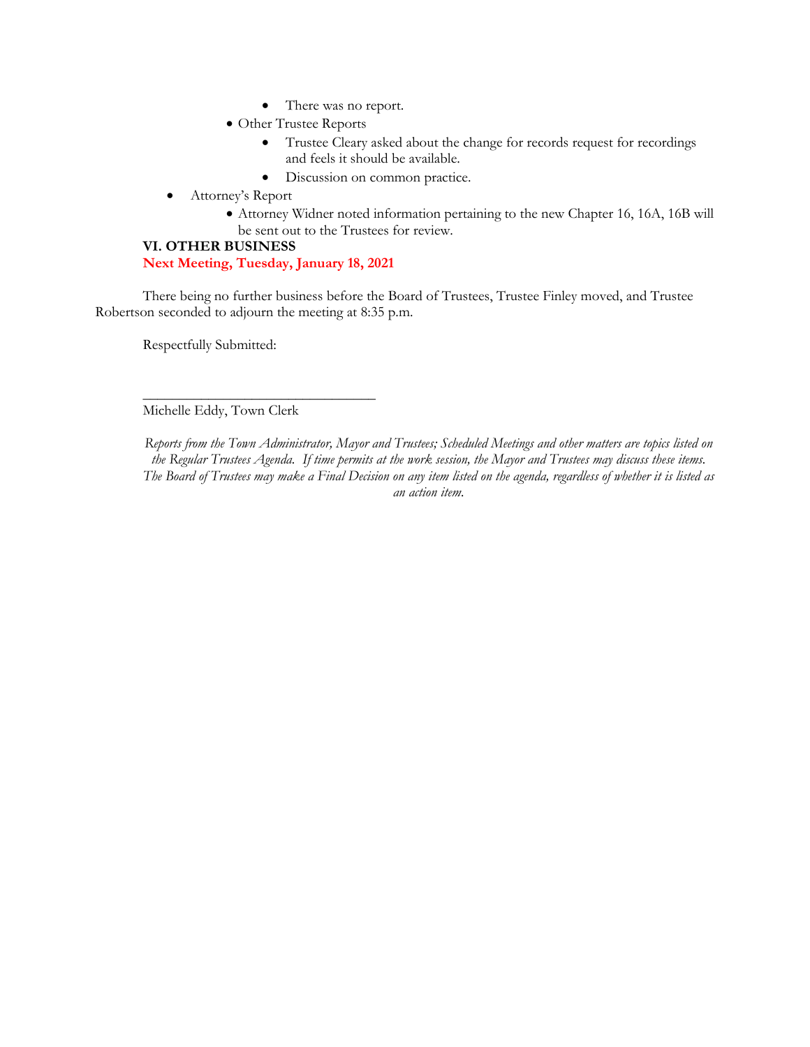- There was no report.
  - Other Trustee Reports
    - Trustee Cleary asked about the change for records request for recordings and feels it should be available.
    - Discussion on common practice.
- Attorney's Report
  - Attorney Widner noted information pertaining to the new Chapter 16, 16A, 16B will be sent out to the Trustees for review.

**VI. OTHER BUSINESS**

**Next Meeting, Tuesday, January 18, 2021**

There being no further business before the Board of Trustees, Trustee Finley moved, and Trustee Robertson seconded to adjourn the meeting at 8:35 p.m.

Respectfully Submitted:

\_\_\_\_\_\_\_\_\_\_\_\_\_\_\_\_\_\_\_\_\_\_\_\_\_\_\_\_\_\_\_\_\_\_

Michelle Eddy, Town Clerk

*Reports from the Town Administrator, Mayor and Trustees; Scheduled Meetings and other matters are topics listed on the Regular Trustees Agenda. If time permits at the work session, the Mayor and Trustees may discuss these items. The Board of Trustees may make a Final Decision on any item listed on the agenda, regardless of whether it is listed as an action item.*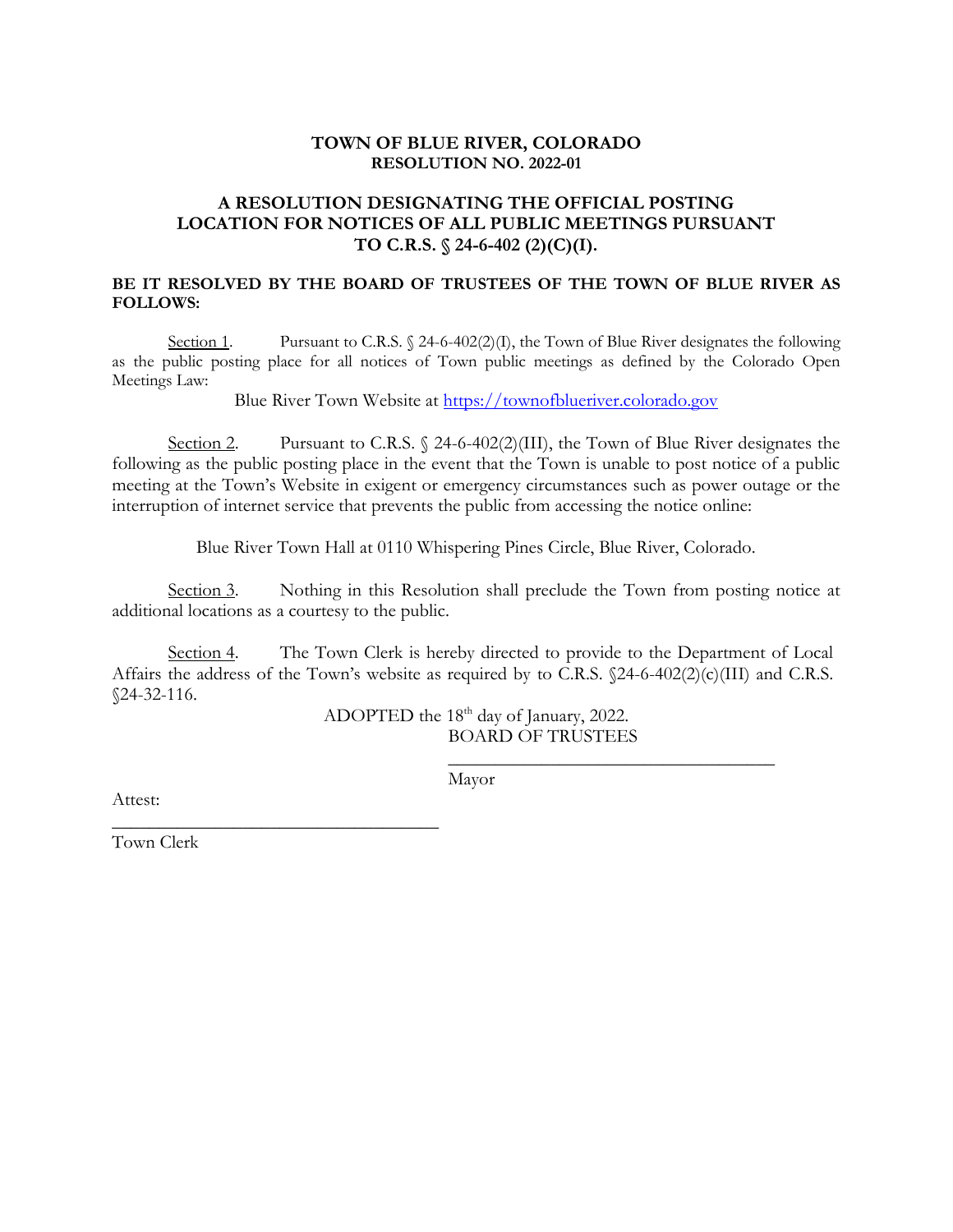**TOWN OF BLUE RIVER, COLORADO**
**RESOLUTION NO. 2022-01**

**A RESOLUTION DESIGNATING THE OFFICIAL POSTING LOCATION FOR NOTICES OF ALL PUBLIC MEETINGS PURSUANT TO C.R.S. § 24-6-402 (2)(C)(I).**

**BE IT RESOLVED BY THE BOARD OF TRUSTEES OF THE TOWN OF BLUE RIVER AS FOLLOWS:**

Section 1. Pursuant to C.R.S. § 24-6-402(2)(I), the Town of Blue River designates the following as the public posting place for all notices of Town public meetings as defined by the Colorado Open Meetings Law:

Blue River Town Website at https://townofblueriver.colorado.gov

Section 2. Pursuant to C.R.S. § 24-6-402(2)(III), the Town of Blue River designates the following as the public posting place in the event that the Town is unable to post notice of a public meeting at the Town's Website in exigent or emergency circumstances such as power outage or the interruption of internet service that prevents the public from accessing the notice online:

Blue River Town Hall at 0110 Whispering Pines Circle, Blue River, Colorado.

Section 3. Nothing in this Resolution shall preclude the Town from posting notice at additional locations as a courtesy to the public.

Section 4. The Town Clerk is hereby directed to provide to the Department of Local Affairs the address of the Town's website as required by to C.R.S. §24-6-402(2)(c)(III) and C.R.S. §24-32-116.

ADOPTED the 18th day of January, 2022.

BOARD OF TRUSTEES

\_\_\_\_\_\_\_\_\_\_\_\_\_\_\_\_\_\_\_\_\_\_\_\_\_\_\_\_\_\_\_\_\_\_\_\_
Mayor

Attest:

\_\_\_\_\_\_\_\_\_\_\_\_\_\_\_\_\_\_\_\_\_\_\_\_\_\_\_\_\_\_\_\_\_\_\_\_
Town Clerk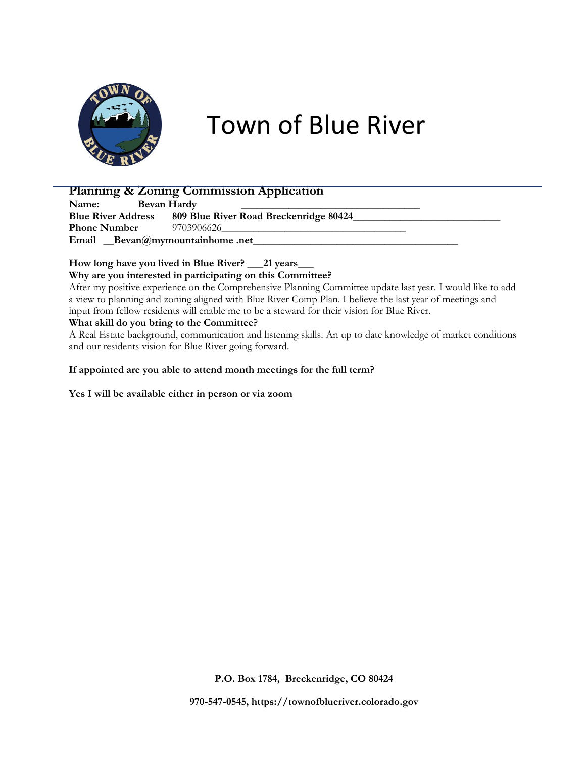# Town of Blue River

## Planning & Zoning Commission Application

**Name:** **Bevan Hardy** ___________________________________

**Blue River Address** **809 Blue River Road Breckenridge 80424**_____________________________

**Phone Number** 9703906626____________________________________

**Email** **__Bevan@mymountainhome .net**_________________________________________

**How long have you lived in Blue River? ___21 years___**

**Why are you interested in participating on this Committee?**

After my positive experience on the Comprehensive Planning Committee update last year. I would like to add a view to planning and zoning aligned with Blue River Comp Plan. I believe the last year of meetings and input from fellow residents will enable me to be a steward for their vision for Blue River.

**What skill do you bring to the Committee?**

A Real Estate background, communication and listening skills. An up to date knowledge of market conditions and our residents vision for Blue River going forward.

**If appointed are you able to attend month meetings for the full term?**

**Yes I will be available either in person or via zoom**

**P.O. Box 1784, Breckenridge, CO 80424**

**970-547-0545, https://townofblueriver.colorado.gov**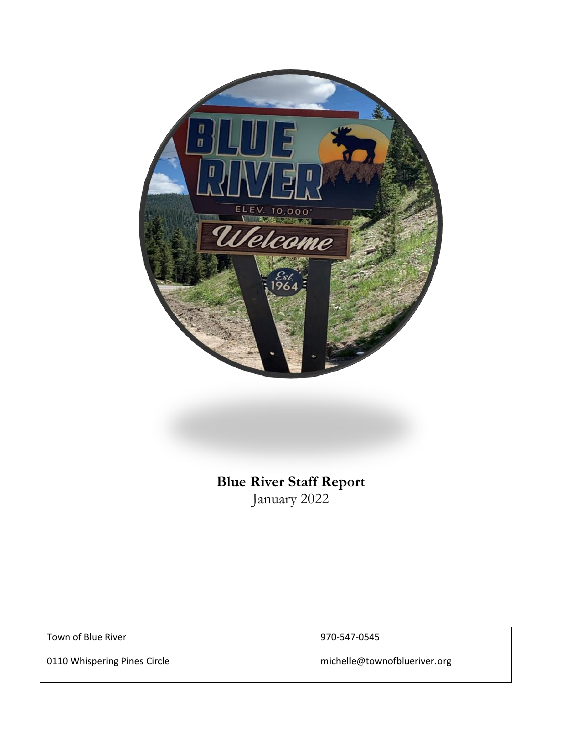**Blue River Staff Report**
January 2022

| Town of Blue River | 970-547-0545 |
|---|---|
| 0110 Whispering Pines Circle | michelle@townofblueriver.org |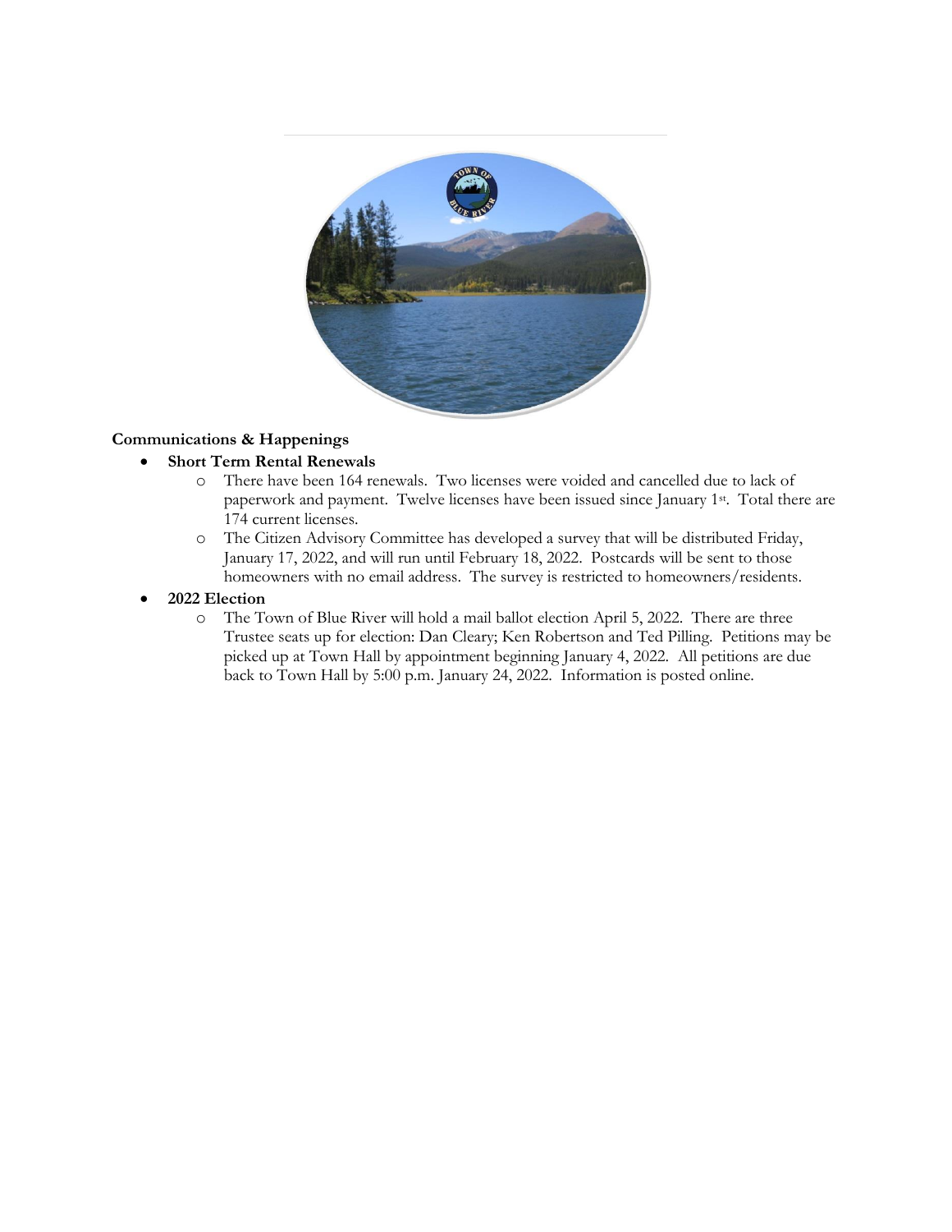**Communications & Happenings**

- **Short Term Rental Renewals**
  - There have been 164 renewals. Two licenses were voided and cancelled due to lack of paperwork and payment. Twelve licenses have been issued since January 1st. Total there are 174 current licenses.
  - The Citizen Advisory Committee has developed a survey that will be distributed Friday, January 17, 2022, and will run until February 18, 2022. Postcards will be sent to those homeowners with no email address. The survey is restricted to homeowners/residents.
- **2022 Election**
  - The Town of Blue River will hold a mail ballot election April 5, 2022. There are three Trustee seats up for election: Dan Cleary; Ken Robertson and Ted Pilling. Petitions may be picked up at Town Hall by appointment beginning January 4, 2022. All petitions are due back to Town Hall by 5:00 p.m. January 24, 2022. Information is posted online.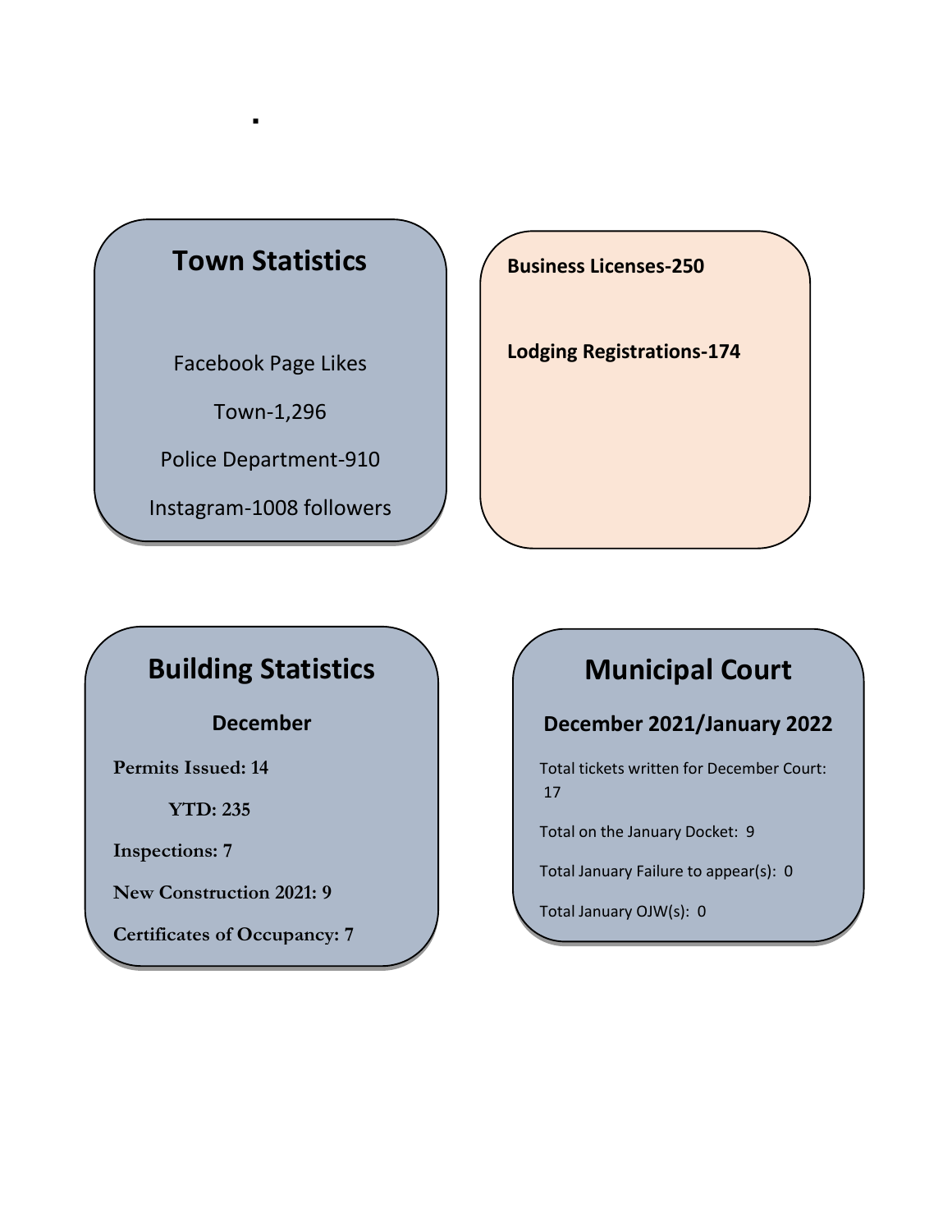## Town Statistics

Facebook Page Likes

Town-1,296

Police Department-910

Instagram-1008 followers

**Business Licenses-250**

**Lodging Registrations-174**

## Building Statistics

### December

**Permits Issued: 14**

**YTD: 235**

**Inspections: 7**

**New Construction 2021: 9**

**Certificates of Occupancy: 7**

## Municipal Court

### December 2021/January 2022

Total tickets written for December Court: 17

Total on the January Docket: 9

Total January Failure to appear(s): 0

Total January OJW(s): 0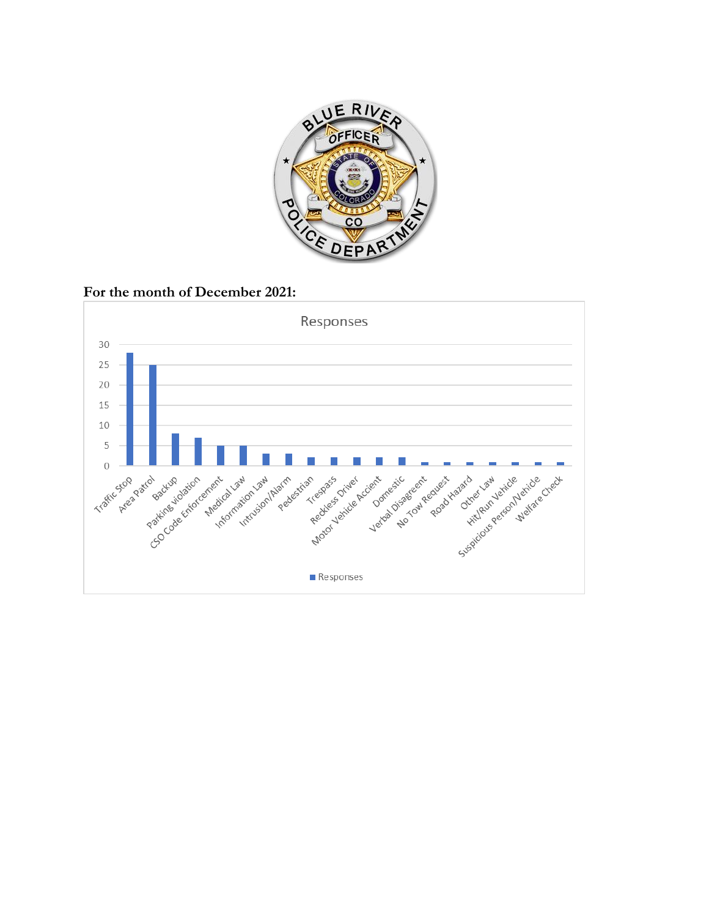**For the month of December 2021:**

Responses

| Category | Responses |
|---|---|
| Traffic Stop | 28 |
| Area Patrol | 25 |
| Backup | 8 |
| Parking violation | 7 |
| CSO Code Enforcement | 5 |
| Medical Law | 5 |
| Information Law | 3 |
| Intrusion/Alarm | 3 |
| Pedestrian | 2 |
| Trespass | 2 |
| Reckless Driver | 2 |
| Motor Vehicle Accient | 2 |
| Domestic | 2 |
| Verbal Disagreent | 1 |
| No Tow Request | 1 |
| Road Hazard | 1 |
| Other Law | 1 |
| Hit/Run Vehicle | 1 |
| Suspicious Person/Vehicle | 1 |
| Welfare Check | 1 |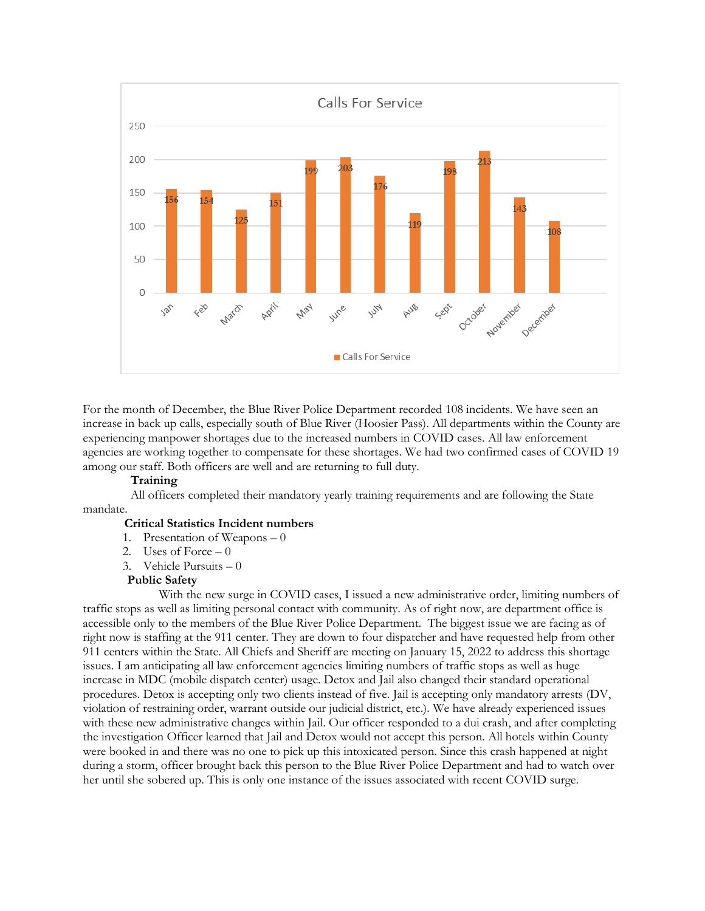**Calls For Service**

| Month | Calls For Service |
|---|---|
| Jan | 156 |
| Feb | 154 |
| March | 125 |
| April | 151 |
| May | 199 |
| June | 203 |
| July | 176 |
| Aug | 119 |
| Sept | 198 |
| October | 213 |
| November | 143 |
| December | 108 |

For the month of December, the Blue River Police Department recorded 108 incidents. We have seen an increase in back up calls, especially south of Blue River (Hoosier Pass). All departments within the County are experiencing manpower shortages due to the increased numbers in COVID cases. All law enforcement agencies are working together to compensate for these shortages. We had two confirmed cases of COVID 19 among our staff. Both officers are well and are returning to full duty.

**Training**

All officers completed their mandatory yearly training requirements and are following the State mandate.

**Critical Statistics Incident numbers**

1. Presentation of Weapons – 0
2. Uses of Force – 0
3. Vehicle Pursuits – 0

**Public Safety**

With the new surge in COVID cases, I issued a new administrative order, limiting numbers of traffic stops as well as limiting personal contact with community. As of right now, are department office is accessible only to the members of the Blue River Police Department. The biggest issue we are facing as of right now is staffing at the 911 center. They are down to four dispatcher and have requested help from other 911 centers within the State. All Chiefs and Sheriff are meeting on January 15, 2022 to address this shortage issues. I am anticipating all law enforcement agencies limiting numbers of traffic stops as well as huge increase in MDC (mobile dispatch center) usage. Detox and Jail also changed their standard operational procedures. Detox is accepting only two clients instead of five. Jail is accepting only mandatory arrests (DV, violation of restraining order, warrant outside our judicial district, etc.). We have already experienced issues with these new administrative changes within Jail. Our officer responded to a dui crash, and after completing the investigation Officer learned that Jail and Detox would not accept this person. All hotels within County were booked in and there was no one to pick up this intoxicated person. Since this crash happened at night during a storm, officer brought back this person to the Blue River Police Department and had to watch over her until she sobered up. This is only one instance of the issues associated with recent COVID surge.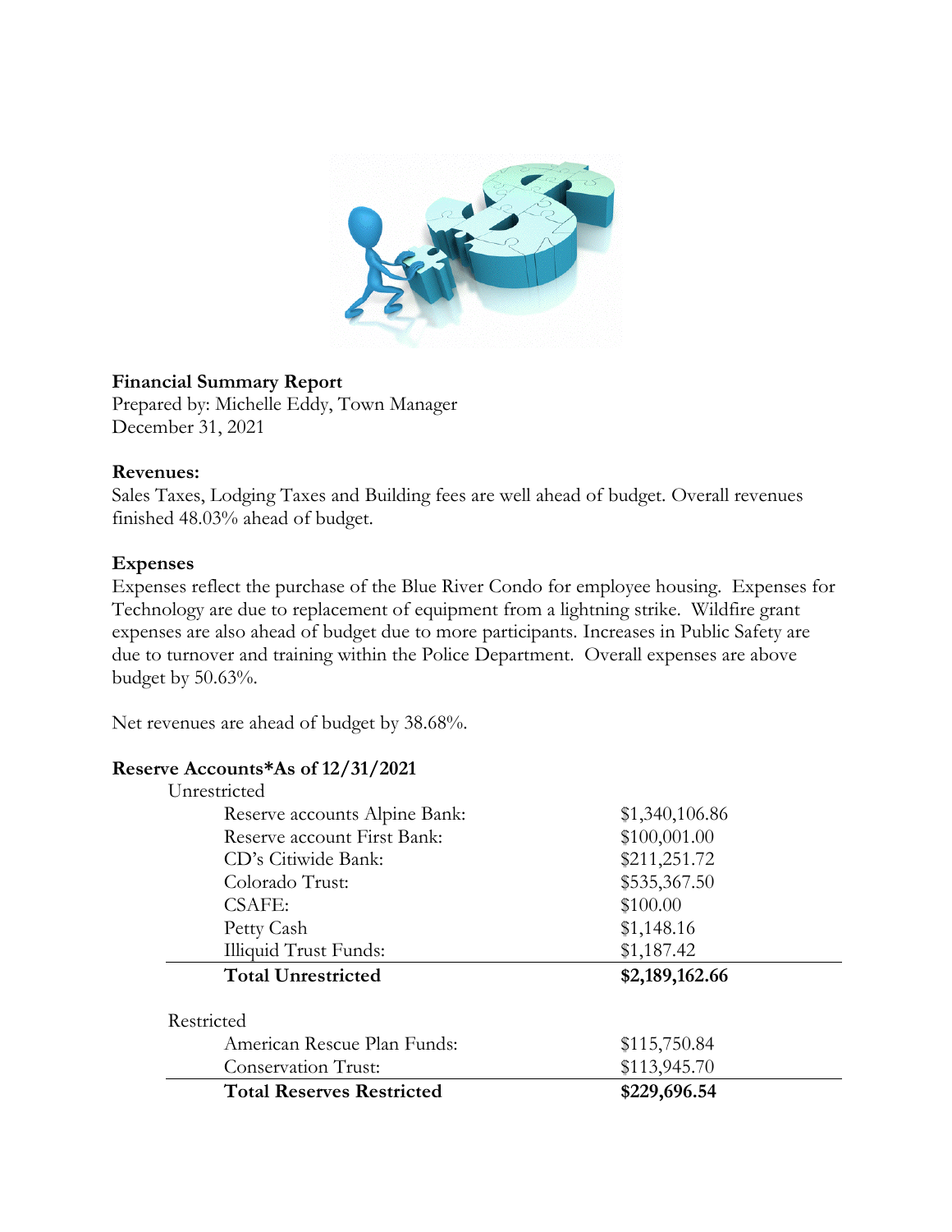**Financial Summary Report**
Prepared by: Michelle Eddy, Town Manager
December 31, 2021

**Revenues:**
Sales Taxes, Lodging Taxes and Building fees are well ahead of budget. Overall revenues finished 48.03% ahead of budget.

**Expenses**
Expenses reflect the purchase of the Blue River Condo for employee housing. Expenses for Technology are due to replacement of equipment from a lightning strike. Wildfire grant expenses are also ahead of budget due to more participants. Increases in Public Safety are due to turnover and training within the Police Department. Overall expenses are above budget by 50.63%.

Net revenues are ahead of budget by 38.68%.

**Reserve Accounts*As of 12/31/2021**

| | |
|---|---|
| Unrestricted | |
| Reserve accounts Alpine Bank: | $1,340,106.86 |
| Reserve account First Bank: | $100,001.00 |
| CD's Citiwide Bank: | $211,251.72 |
| Colorado Trust: | $535,367.50 |
| CSAFE: | $100.00 |
| Petty Cash | $1,148.16 |
| Illiquid Trust Funds: | $1,187.42 |
| **Total Unrestricted** | **$2,189,162.66** |
| Restricted | |
| American Rescue Plan Funds: | $115,750.84 |
| Conservation Trust: | $113,945.70 |
| **Total Reserves Restricted** | **$229,696.54** |